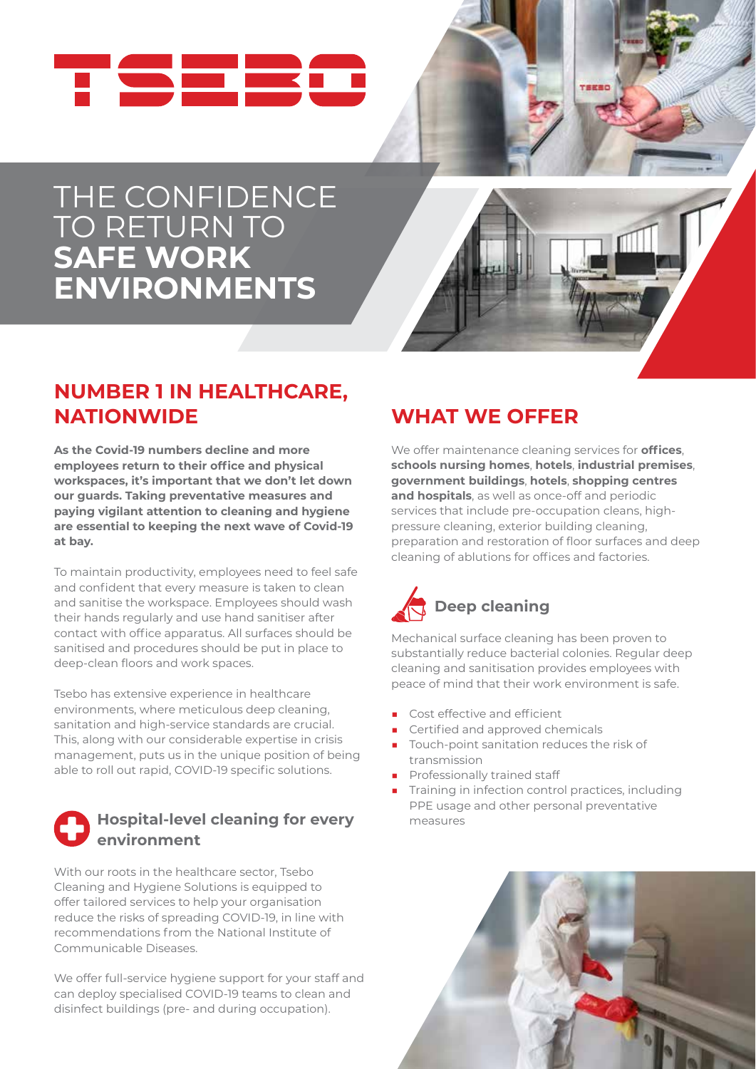# TSEBO

# THE CONFIDENCE TO RETURN TO **SAFE WORK ENVIRONMENTS**

## NUMBER 1 IN HEALTHCARE, NATIONWIDE

**As the Covid-19 numbers decline and more employees return to their office and physical workspaces, it's important that we don't let down our guards. Taking preventative measures and paying vigilant attention to cleaning and hygiene are essential to keeping the next wave of Covid-19 at bay.**

To maintain productivity, employees need to feel safe and confident that every measure is taken to clean and sanitise the workspace. Employees should wash their hands regularly and use hand sanitiser after contact with office apparatus. All surfaces should be sanitised and procedures should be put in place to deep-clean floors and work spaces.

Tsebo has extensive experience in healthcare environments, where meticulous deep cleaning, sanitation and high-service standards are crucial. This, along with our considerable expertise in crisis management, puts us in the unique position of being able to roll out rapid, COVID-19 specific solutions.

### Hospital-level cleaning for every environment

With our roots in the healthcare sector, Tsebo Cleaning and Hygiene Solutions is equipped to offer tailored services to help your organisation reduce the risks of spreading COVID-19, in line with recommendations from the National Institute of Communicable Diseases.

We offer full-service hygiene support for your staff and can deploy specialised COVID-19 teams to clean and disinfect buildings (pre- and during occupation).

## WHAT WE OFFER

We offer maintenance cleaning services for **offices**, **schools nursing homes**, **hotels**, **industrial premises**, **government buildings**, **hotels**, **shopping centres and hospitals**, as well as once-off and periodic services that include pre-occupation cleans, high-pressure cleaning, exterior building cleaning, preparation and restoration of floor surfaces and deep cleaning of ablutions for offices and factories.

### Deep cleaning

Mechanical surface cleaning has been proven to substantially reduce bacterial colonies. Regular deep cleaning and sanitisation provides employees with peace of mind that their work environment is safe.

- Cost effective and efficient
- Certified and approved chemicals
- Touch-point sanitation reduces the risk of transmission
- Professionally trained staff
- Training in infection control practices, including PPE usage and other personal preventative measures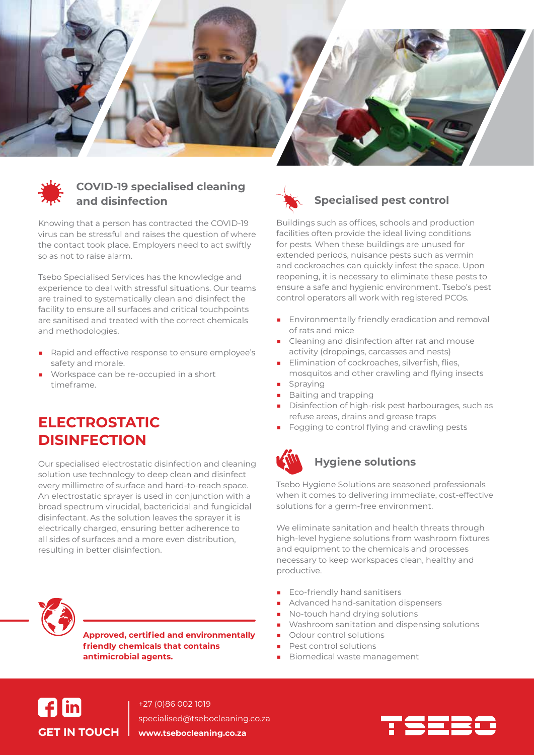## COVID-19 specialised cleaning and disinfection

Knowing that a person has contracted the COVID-19 virus can be stressful and raises the question of where the contact took place. Employers need to act swiftly so as not to raise alarm.

Tsebo Specialised Services has the knowledge and experience to deal with stressful situations. Our teams are trained to systematically clean and disinfect the facility to ensure all surfaces and critical touchpoints are sanitised and treated with the correct chemicals and methodologies.

- Rapid and effective response to ensure employee's safety and morale.
- Workspace can be re-occupied in a short timeframe.

# ELECTROSTATIC DISINFECTION

Our specialised electrostatic disinfection and cleaning solution use technology to deep clean and disinfect every millimetre of surface and hard-to-reach space. An electrostatic sprayer is used in conjunction with a broad spectrum virucidal, bactericidal and fungicidal disinfectant. As the solution leaves the sprayer it is electrically charged, ensuring better adherence to all sides of surfaces and a more even distribution, resulting in better disinfection.

**Approved, certified and environmentally friendly chemicals that contains antimicrobial agents.**

## Specialised pest control

Buildings such as offices, schools and production facilities often provide the ideal living conditions for pests. When these buildings are unused for extended periods, nuisance pests such as vermin and cockroaches can quickly infest the space. Upon reopening, it is necessary to eliminate these pests to ensure a safe and hygienic environment. Tsebo's pest control operators all work with registered PCOs.

- Environmentally friendly eradication and removal of rats and mice
- Cleaning and disinfection after rat and mouse activity (droppings, carcasses and nests)
- Elimination of cockroaches, silverfish, flies, mosquitos and other crawling and flying insects
- Spraying
- Baiting and trapping
- Disinfection of high-risk pest harbourages, such as refuse areas, drains and grease traps
- Fogging to control flying and crawling pests

## Hygiene solutions

Tsebo Hygiene Solutions are seasoned professionals when it comes to delivering immediate, cost-effective solutions for a germ-free environment.

We eliminate sanitation and health threats through high-level hygiene solutions from washroom fixtures and equipment to the chemicals and processes necessary to keep workspaces clean, healthy and productive.

- Eco-friendly hand sanitisers
- Advanced hand-sanitation dispensers
- No-touch hand drying solutions
- Washroom sanitation and dispensing solutions
- Odour control solutions
- Pest control solutions
- Biomedical waste management

**GET IN TOUCH**

+27 (0)86 002 1019
specialised@tsebocleaning.co.za
**www.tsebocleaning.co.za**

TSEBO